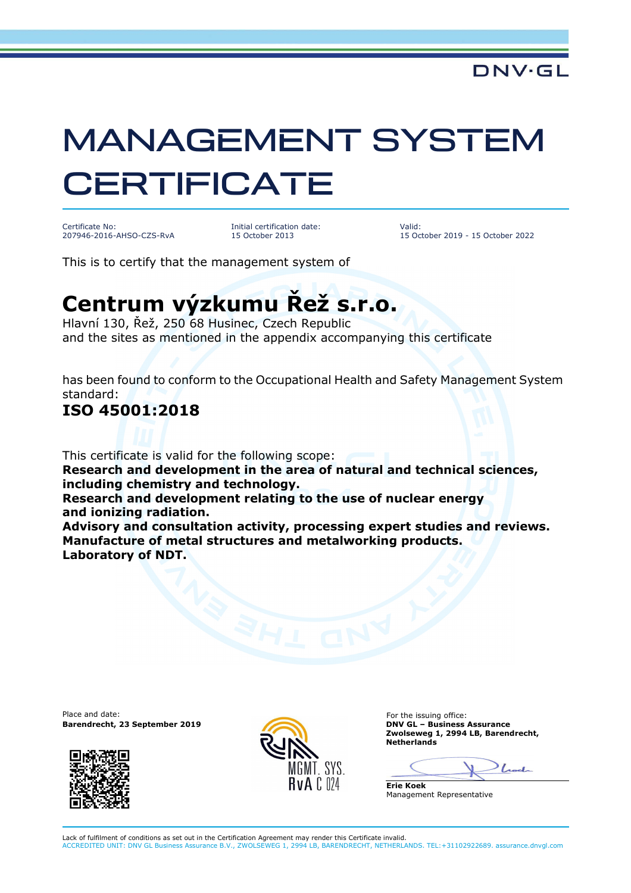DNV·GL

# MANAGEMENT SYSTEM CERTIFICATE

Certificate No:
207946-2016-AHSO-CZS-RvA

Initial certification date:
15 October 2013

Valid:
15 October 2019 - 15 October 2022

This is to certify that the management system of

## Centrum výzkumu Řež s.r.o.

Hlavní 130, Řež, 250 68 Husinec, Czech Republic
and the sites as mentioned in the appendix accompanying this certificate

has been found to conform to the Occupational Health and Safety Management System standard:

### ISO 45001:2018

This certificate is valid for the following scope:
**Research and development in the area of natural and technical sciences, including chemistry and technology.**
**Research and development relating to the use of nuclear energy and ionizing radiation.**
**Advisory and consultation activity, processing expert studies and reviews.**
**Manufacture of metal structures and metalworking products.**
**Laboratory of NDT.**

Place and date:
**Barendrecht, 23 September 2019**

MGMT. SYS.
RvA C 024

For the issuing office:
**DNV GL – Business Assurance**
**Zwolseweg 1, 2994 LB, Barendrecht, Netherlands**

**Erie Koek**
Management Representative

Lack of fulfilment of conditions as set out in the Certification Agreement may render this Certificate invalid.
ACCREDITED UNIT: DNV GL Business Assurance B.V., ZWOLSEWEG 1, 2994 LB, BARENDRECHT, NETHERLANDS. TEL:+31102922689. assurance.dnvgl.com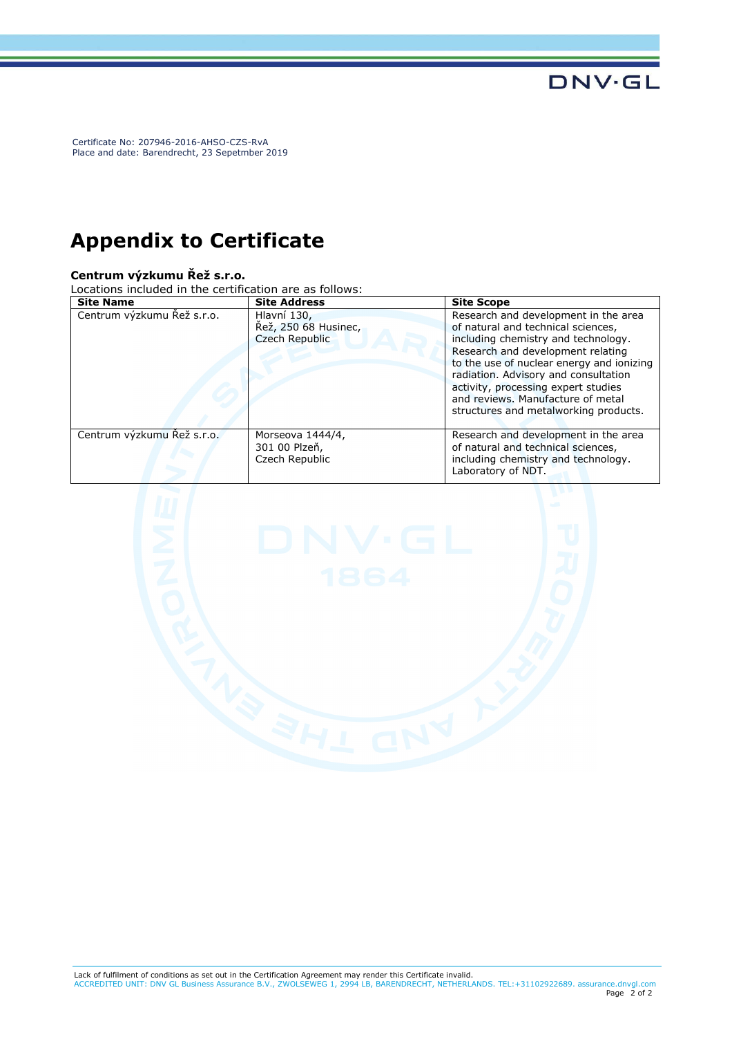Certificate No: 207946-2016-AHSO-CZS-RvA
Place and date: Barendrecht, 23 Septembter 2019

# Appendix to Certificate

**Centrum výzkumu Řež s.r.o.**

Locations included in the certification are as follows:

| Site Name | Site Address | Site Scope |
|---|---|---|
| Centrum výzkumu Řež s.r.o. | Hlavní 130, Řež, 250 68 Husinec, Czech Republic | Research and development in the area of natural and technical sciences, including chemistry and technology. Research and development relating to the use of nuclear energy and ionizing radiation. Advisory and consultation activity, processing expert studies and reviews. Manufacture of metal structures and metalworking products. |
| Centrum výzkumu Řež s.r.o. | Morseova 1444/4, 301 00 Plzeň, Czech Republic | Research and development in the area of natural and technical sciences, including chemistry and technology. Laboratory of NDT. |

Lack of fulfilment of conditions as set out in the Certification Agreement may render this Certificate invalid.
ACCREDITED UNIT: DNV GL Business Assurance B.V., ZWOLSEWEG 1, 2994 LB, BARENDRECHT, NETHERLANDS. TEL:+31102922689. assurance.dnvgl.com